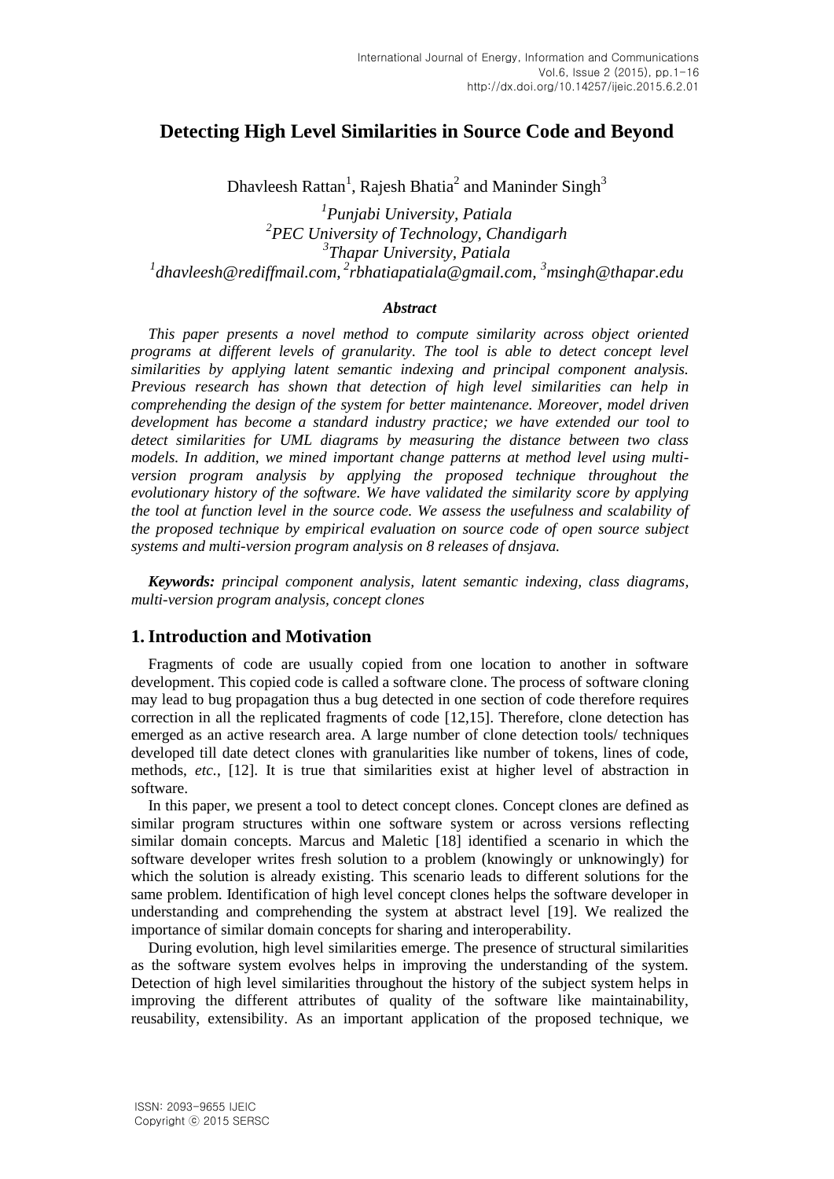# Detecting High Level Similarities in Source Code and Beyond

Dhavleesh Rattan[1], Rajesh Bhatia[2] and Maninder Singh[3]

[1]*Punjabi University, Patiala*
[2]*PEC University of Technology, Chandigarh*
[3]*Thapar University, Patiala*
[1]*dhavleesh@rediffmail.com,* [2]*rbhatiapatiala@gmail.com,* [3]*msingh@thapar.edu*

### *Abstract*

*This paper presents a novel method to compute similarity across object oriented programs at different levels of granularity. The tool is able to detect concept level similarities by applying latent semantic indexing and principal component analysis. Previous research has shown that detection of high level similarities can help in comprehending the design of the system for better maintenance. Moreover, model driven development has become a standard industry practice; we have extended our tool to detect similarities for UML diagrams by measuring the distance between two class models. In addition, we mined important change patterns at method level using multi-version program analysis by applying the proposed technique throughout the evolutionary history of the software. We have validated the similarity score by applying the tool at function level in the source code. We assess the usefulness and scalability of the proposed technique by empirical evaluation on source code of open source subject systems and multi-version program analysis on 8 releases of dnsjava.*

***Keywords:*** *principal component analysis, latent semantic indexing, class diagrams, multi-version program analysis, concept clones*

## 1. Introduction and Motivation

Fragments of code are usually copied from one location to another in software development. This copied code is called a software clone. The process of software cloning may lead to bug propagation thus a bug detected in one section of code therefore requires correction in all the replicated fragments of code [12,15]. Therefore, clone detection has emerged as an active research area. A large number of clone detection tools/ techniques developed till date detect clones with granularities like number of tokens, lines of code, methods, *etc.*, [12]. It is true that similarities exist at higher level of abstraction in software.

In this paper, we present a tool to detect concept clones. Concept clones are defined as similar program structures within one software system or across versions reflecting similar domain concepts. Marcus and Maletic [18] identified a scenario in which the software developer writes fresh solution to a problem (knowingly or unknowingly) for which the solution is already existing. This scenario leads to different solutions for the same problem. Identification of high level concept clones helps the software developer in understanding and comprehending the system at abstract level [19]. We realized the importance of similar domain concepts for sharing and interoperability.

During evolution, high level similarities emerge. The presence of structural similarities as the software system evolves helps in improving the understanding of the system. Detection of high level similarities throughout the history of the subject system helps in improving the different attributes of quality of the software like maintainability, reusability, extensibility. As an important application of the proposed technique, we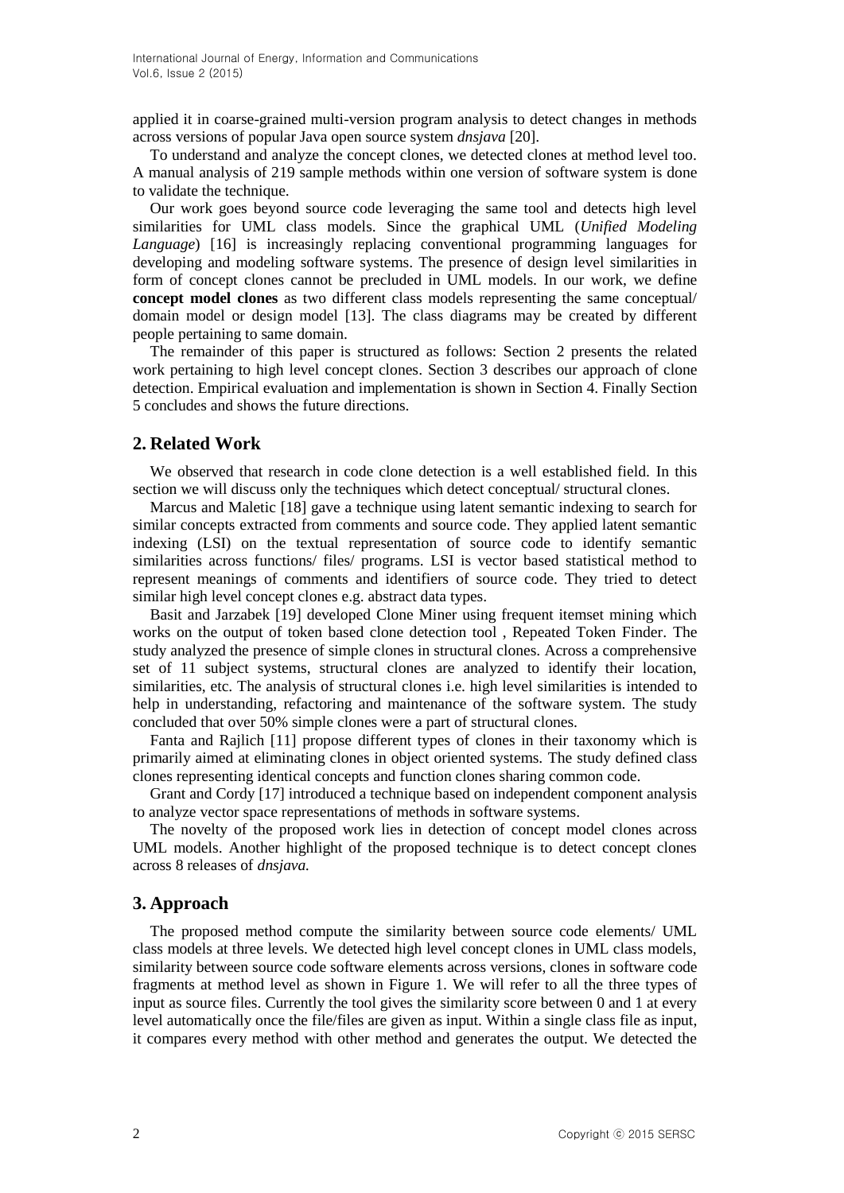applied it in coarse-grained multi-version program analysis to detect changes in methods across versions of popular Java open source system *dnsjava* [20].

To understand and analyze the concept clones, we detected clones at method level too. A manual analysis of 219 sample methods within one version of software system is done to validate the technique.

Our work goes beyond source code leveraging the same tool and detects high level similarities for UML class models. Since the graphical UML (*Unified Modeling Language*) [16] is increasingly replacing conventional programming languages for developing and modeling software systems. The presence of design level similarities in form of concept clones cannot be precluded in UML models. In our work, we define **concept model clones** as two different class models representing the same conceptual/ domain model or design model [13]. The class diagrams may be created by different people pertaining to same domain.

The remainder of this paper is structured as follows: Section 2 presents the related work pertaining to high level concept clones. Section 3 describes our approach of clone detection. Empirical evaluation and implementation is shown in Section 4. Finally Section 5 concludes and shows the future directions.

## 2. Related Work

We observed that research in code clone detection is a well established field. In this section we will discuss only the techniques which detect conceptual/ structural clones.

Marcus and Maletic [18] gave a technique using latent semantic indexing to search for similar concepts extracted from comments and source code. They applied latent semantic indexing (LSI) on the textual representation of source code to identify semantic similarities across functions/ files/ programs. LSI is vector based statistical method to represent meanings of comments and identifiers of source code. They tried to detect similar high level concept clones e.g. abstract data types.

Basit and Jarzabek [19] developed Clone Miner using frequent itemset mining which works on the output of token based clone detection tool , Repeated Token Finder. The study analyzed the presence of simple clones in structural clones. Across a comprehensive set of 11 subject systems, structural clones are analyzed to identify their location, similarities, etc. The analysis of structural clones i.e. high level similarities is intended to help in understanding, refactoring and maintenance of the software system. The study concluded that over 50% simple clones were a part of structural clones.

Fanta and Rajlich [11] propose different types of clones in their taxonomy which is primarily aimed at eliminating clones in object oriented systems. The study defined class clones representing identical concepts and function clones sharing common code.

Grant and Cordy [17] introduced a technique based on independent component analysis to analyze vector space representations of methods in software systems.

The novelty of the proposed work lies in detection of concept model clones across UML models. Another highlight of the proposed technique is to detect concept clones across 8 releases of *dnsjava.*

## 3. Approach

The proposed method compute the similarity between source code elements/ UML class models at three levels. We detected high level concept clones in UML class models, similarity between source code software elements across versions, clones in software code fragments at method level as shown in Figure 1. We will refer to all the three types of input as source files. Currently the tool gives the similarity score between 0 and 1 at every level automatically once the file/files are given as input. Within a single class file as input, it compares every method with other method and generates the output. We detected the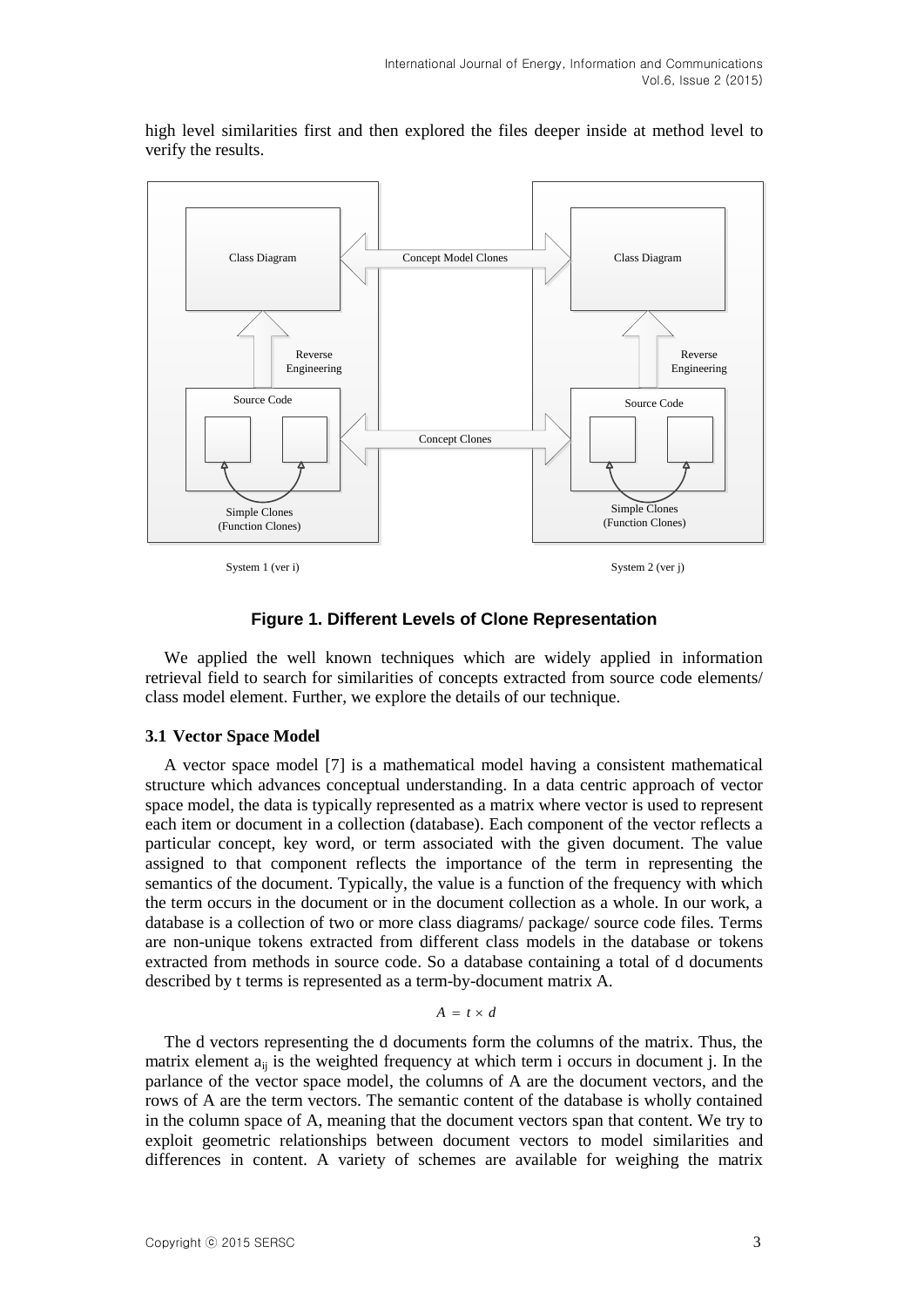high level similarities first and then explored the files deeper inside at method level to verify the results.

**Figure 1. Different Levels of Clone Representation**

We applied the well known techniques which are widely applied in information retrieval field to search for similarities of concepts extracted from source code elements/ class model element. Further, we explore the details of our technique.

### 3.1 Vector Space Model

A vector space model [7] is a mathematical model having a consistent mathematical structure which advances conceptual understanding. In a data centric approach of vector space model, the data is typically represented as a matrix where vector is used to represent each item or document in a collection (database). Each component of the vector reflects a particular concept, key word, or term associated with the given document. The value assigned to that component reflects the importance of the term in representing the semantics of the document. Typically, the value is a function of the frequency with which the term occurs in the document or in the document collection as a whole. In our work, a database is a collection of two or more class diagrams/ package/ source code files. Terms are non-unique tokens extracted from different class models in the database or tokens extracted from methods in source code. So a database containing a total of d documents described by t terms is represented as a term-by-document matrix A.

$$A = t \times d$$

The d vectors representing the d documents form the columns of the matrix. Thus, the matrix element $a_{ij}$ is the weighted frequency at which term i occurs in document j. In the parlance of the vector space model, the columns of A are the document vectors, and the rows of A are the term vectors. The semantic content of the database is wholly contained in the column space of A, meaning that the document vectors span that content. We try to exploit geometric relationships between document vectors to model similarities and differences in content. A variety of schemes are available for weighing the matrix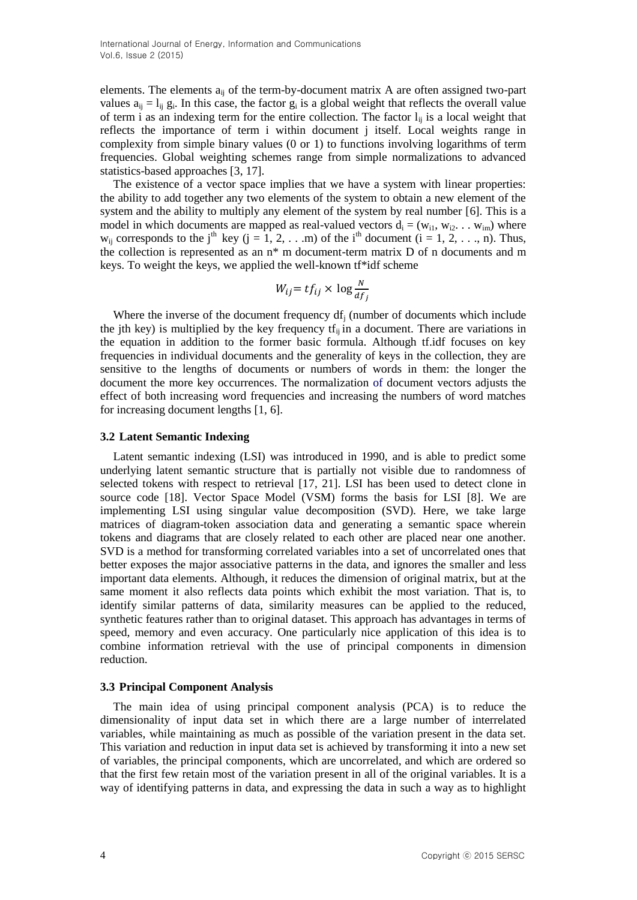elements. The elements $a_{ij}$ of the term-by-document matrix A are often assigned two-part values $a_{ij} = l_{ij}\, g_i$. In this case, the factor $g_i$ is a global weight that reflects the overall value of term i as an indexing term for the entire collection. The factor $l_{ij}$ is a local weight that reflects the importance of term i within document j itself. Local weights range in complexity from simple binary values (0 or 1) to functions involving logarithms of term frequencies. Global weighting schemes range from simple normalizations to advanced statistics-based approaches [3, 17].

The existence of a vector space implies that we have a system with linear properties: the ability to add together any two elements of the system to obtain a new element of the system and the ability to multiply any element of the system by real number [6]. This is a model in which documents are mapped as real-valued vectors $d_i = (w_{i1}, w_{i2} \ldots w_{im})$ where $w_{ij}$ corresponds to the $j^{th}$ key ($j = 1, 2, \ldots m$) of the $i^{th}$ document ($i = 1, 2, \ldots, n$). Thus, the collection is represented as an n* m document-term matrix D of n documents and m keys. To weight the keys, we applied the well-known tf*idf scheme

$$W_{ij} = tf_{ij} \times \log \frac{N}{df_j}$$

Where the inverse of the document frequency $df_j$ (number of documents which include the jth key) is multiplied by the key frequency $tf_{ij}$ in a document. There are variations in the equation in addition to the former basic formula. Although tf.idf focuses on key frequencies in individual documents and the generality of keys in the collection, they are sensitive to the lengths of documents or numbers of words in them: the longer the document the more key occurrences. The normalization of document vectors adjusts the effect of both increasing word frequencies and increasing the numbers of word matches for increasing document lengths [1, 6].

### 3.2 Latent Semantic Indexing

Latent semantic indexing (LSI) was introduced in 1990, and is able to predict some underlying latent semantic structure that is partially not visible due to randomness of selected tokens with respect to retrieval [17, 21]. LSI has been used to detect clone in source code [18]. Vector Space Model (VSM) forms the basis for LSI [8]. We are implementing LSI using singular value decomposition (SVD). Here, we take large matrices of diagram-token association data and generating a semantic space wherein tokens and diagrams that are closely related to each other are placed near one another. SVD is a method for transforming correlated variables into a set of uncorrelated ones that better exposes the major associative patterns in the data, and ignores the smaller and less important data elements. Although, it reduces the dimension of original matrix, but at the same moment it also reflects data points which exhibit the most variation. That is, to identify similar patterns of data, similarity measures can be applied to the reduced, synthetic features rather than to original dataset. This approach has advantages in terms of speed, memory and even accuracy. One particularly nice application of this idea is to combine information retrieval with the use of principal components in dimension reduction.

### 3.3 Principal Component Analysis

The main idea of using principal component analysis (PCA) is to reduce the dimensionality of input data set in which there are a large number of interrelated variables, while maintaining as much as possible of the variation present in the data set. This variation and reduction in input data set is achieved by transforming it into a new set of variables, the principal components, which are uncorrelated, and which are ordered so that the first few retain most of the variation present in all of the original variables. It is a way of identifying patterns in data, and expressing the data in such a way as to highlight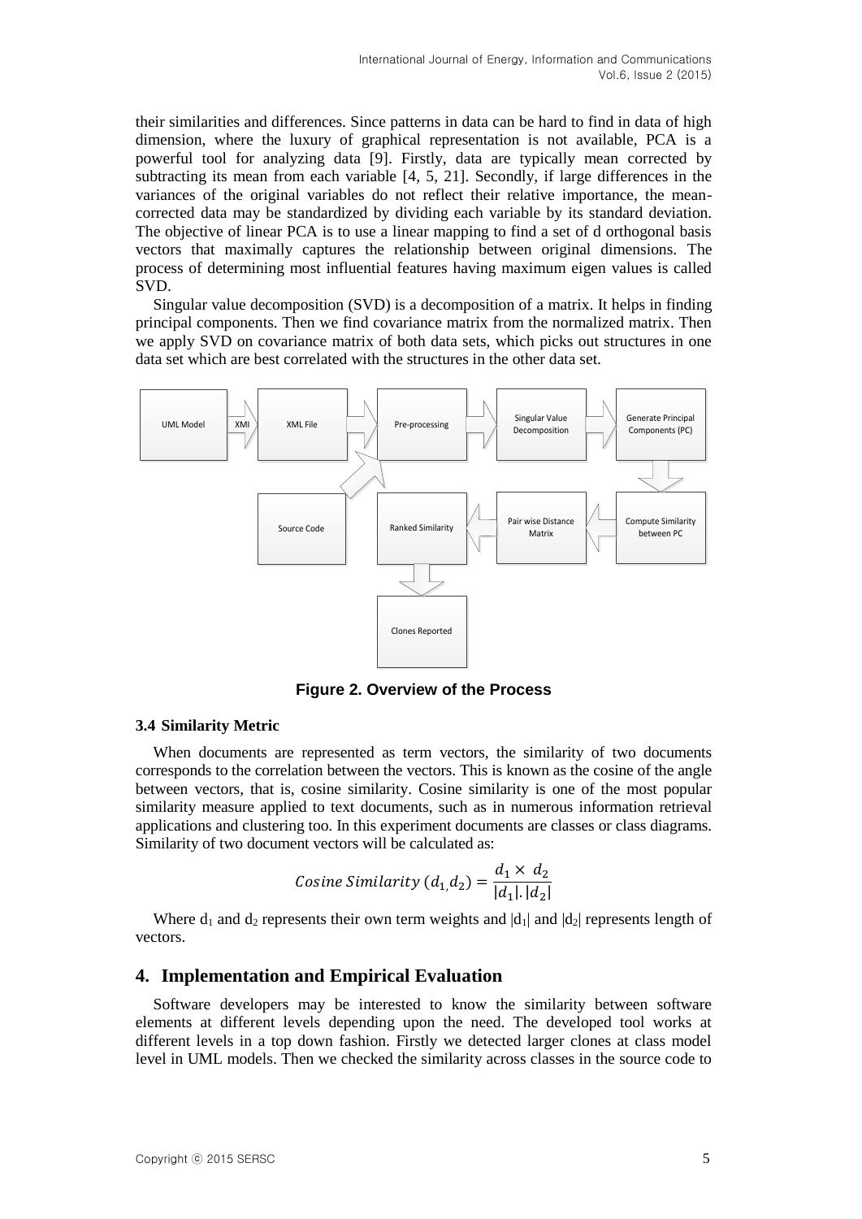their similarities and differences. Since patterns in data can be hard to find in data of high dimension, where the luxury of graphical representation is not available, PCA is a powerful tool for analyzing data [9]. Firstly, data are typically mean corrected by subtracting its mean from each variable [4, 5, 21]. Secondly, if large differences in the variances of the original variables do not reflect their relative importance, the mean-corrected data may be standardized by dividing each variable by its standard deviation. The objective of linear PCA is to use a linear mapping to find a set of d orthogonal basis vectors that maximally captures the relationship between original dimensions. The process of determining most influential features having maximum eigen values is called SVD.

Singular value decomposition (SVD) is a decomposition of a matrix. It helps in finding principal components. Then we find covariance matrix from the normalized matrix. Then we apply SVD on covariance matrix of both data sets, which picks out structures in one data set which are best correlated with the structures in the other data set.

UML Model → XMI → XML File → Pre-processing → Singular Value Decomposition → Generate Principal Components (PC) → Compute Similarity between PC → Pair wise Distance Matrix → Ranked Similarity → Clones Reported

Source Code → Pre-processing

**Figure 2. Overview of the Process**

### 3.4 Similarity Metric

When documents are represented as term vectors, the similarity of two documents corresponds to the correlation between the vectors. This is known as the cosine of the angle between vectors, that is, cosine similarity. Cosine similarity is one of the most popular similarity measure applied to text documents, such as in numerous information retrieval applications and clustering too. In this experiment documents are classes or class diagrams. Similarity of two document vectors will be calculated as:

$$Cosine\ Similarity\ (d_{1,}d_2) = \frac{d_1 \times\ d_2}{|d_1|.|d_2|}$$

Where $d_1$ and $d_2$ represents their own term weights and $|d_1|$ and $|d_2|$ represents length of vectors.

## 4. Implementation and Empirical Evaluation

Software developers may be interested to know the similarity between software elements at different levels depending upon the need. The developed tool works at different levels in a top down fashion. Firstly we detected larger clones at class model level in UML models. Then we checked the similarity across classes in the source code to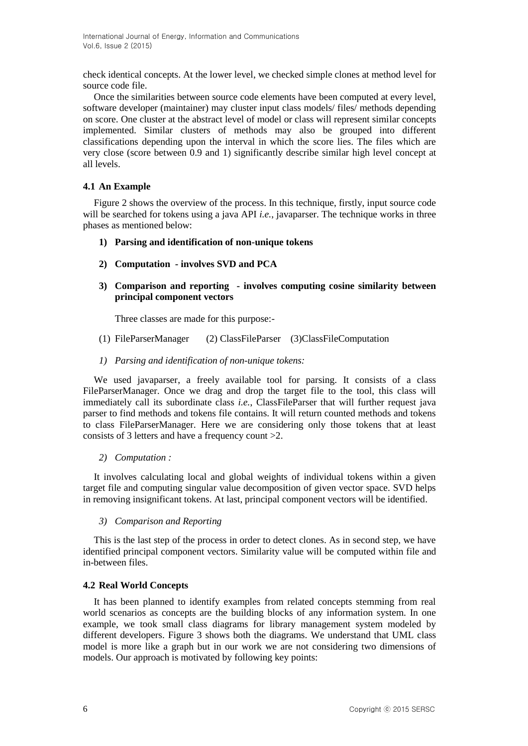check identical concepts. At the lower level, we checked simple clones at method level for source code file.

Once the similarities between source code elements have been computed at every level, software developer (maintainer) may cluster input class models/ files/ methods depending on score. One cluster at the abstract level of model or class will represent similar concepts implemented. Similar clusters of methods may also be grouped into different classifications depending upon the interval in which the score lies. The files which are very close (score between 0.9 and 1) significantly describe similar high level concept at all levels.

### 4.1 An Example

Figure 2 shows the overview of the process. In this technique, firstly, input source code will be searched for tokens using a java API *i.e.*, javaparser. The technique works in three phases as mentioned below:

1) **Parsing and identification of non-unique tokens**
2) **Computation - involves SVD and PCA**
3) **Comparison and reporting - involves computing cosine similarity between principal component vectors**

Three classes are made for this purpose:-

(1) FileParserManager (2) ClassFileParser (3)ClassFileComputation

*1) Parsing and identification of non-unique tokens:*

We used javaparser, a freely available tool for parsing. It consists of a class FileParserManager. Once we drag and drop the target file to the tool, this class will immediately call its subordinate class *i.e.*, ClassFileParser that will further request java parser to find methods and tokens file contains. It will return counted methods and tokens to class FileParserManager. Here we are considering only those tokens that at least consists of 3 letters and have a frequency count >2.

*2) Computation :*

It involves calculating local and global weights of individual tokens within a given target file and computing singular value decomposition of given vector space. SVD helps in removing insignificant tokens. At last, principal component vectors will be identified.

*3) Comparison and Reporting*

This is the last step of the process in order to detect clones. As in second step, we have identified principal component vectors. Similarity value will be computed within file and in-between files.

### 4.2 Real World Concepts

It has been planned to identify examples from related concepts stemming from real world scenarios as concepts are the building blocks of any information system. In one example, we took small class diagrams for library management system modeled by different developers. Figure 3 shows both the diagrams. We understand that UML class model is more like a graph but in our work we are not considering two dimensions of models. Our approach is motivated by following key points: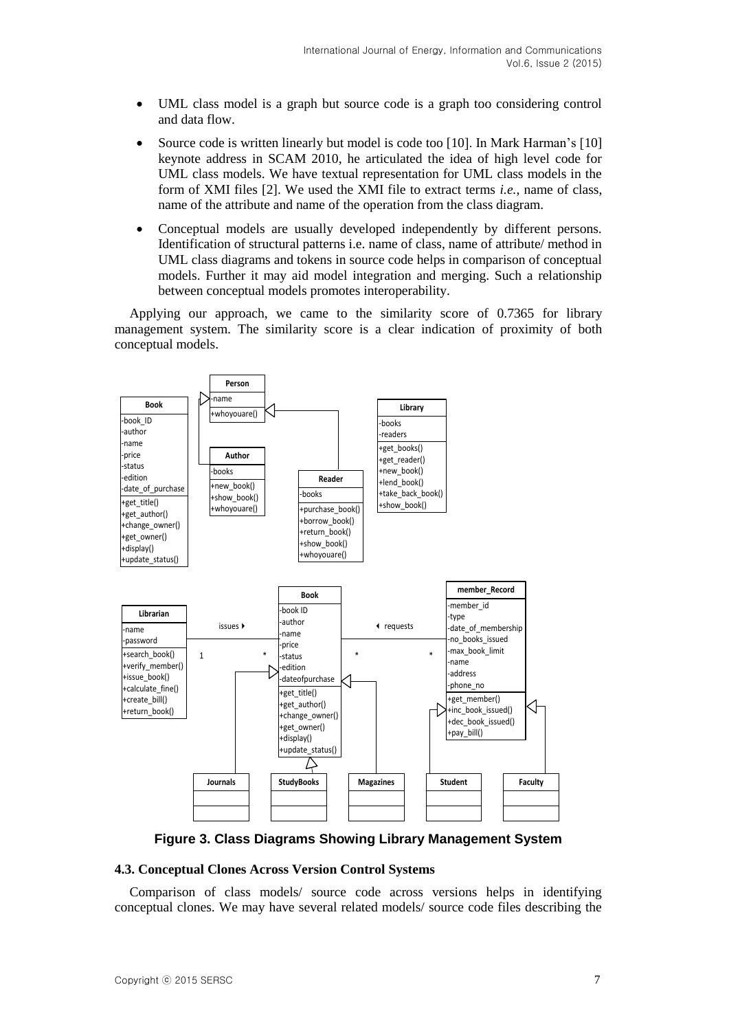- UML class model is a graph but source code is a graph too considering control and data flow.

- Source code is written linearly but model is code too [10]. In Mark Harman's [10] keynote address in SCAM 2010, he articulated the idea of high level code for UML class models. We have textual representation for UML class models in the form of XMI files [2]. We used the XMI file to extract terms *i.e.*, name of class, name of the attribute and name of the operation from the class diagram.

- Conceptual models are usually developed independently by different persons. Identification of structural patterns i.e. name of class, name of attribute/ method in UML class diagrams and tokens in source code helps in comparison of conceptual models. Further it may aid model integration and merging. Such a relationship between conceptual models promotes interoperability.

Applying our approach, we came to the similarity score of 0.7365 for library management system. The similarity score is a clear indication of proximity of both conceptual models.

**Figure 3. Class Diagrams Showing Library Management System**

### 4.3. Conceptual Clones Across Version Control Systems

Comparison of class models/ source code across versions helps in identifying conceptual clones. We may have several related models/ source code files describing the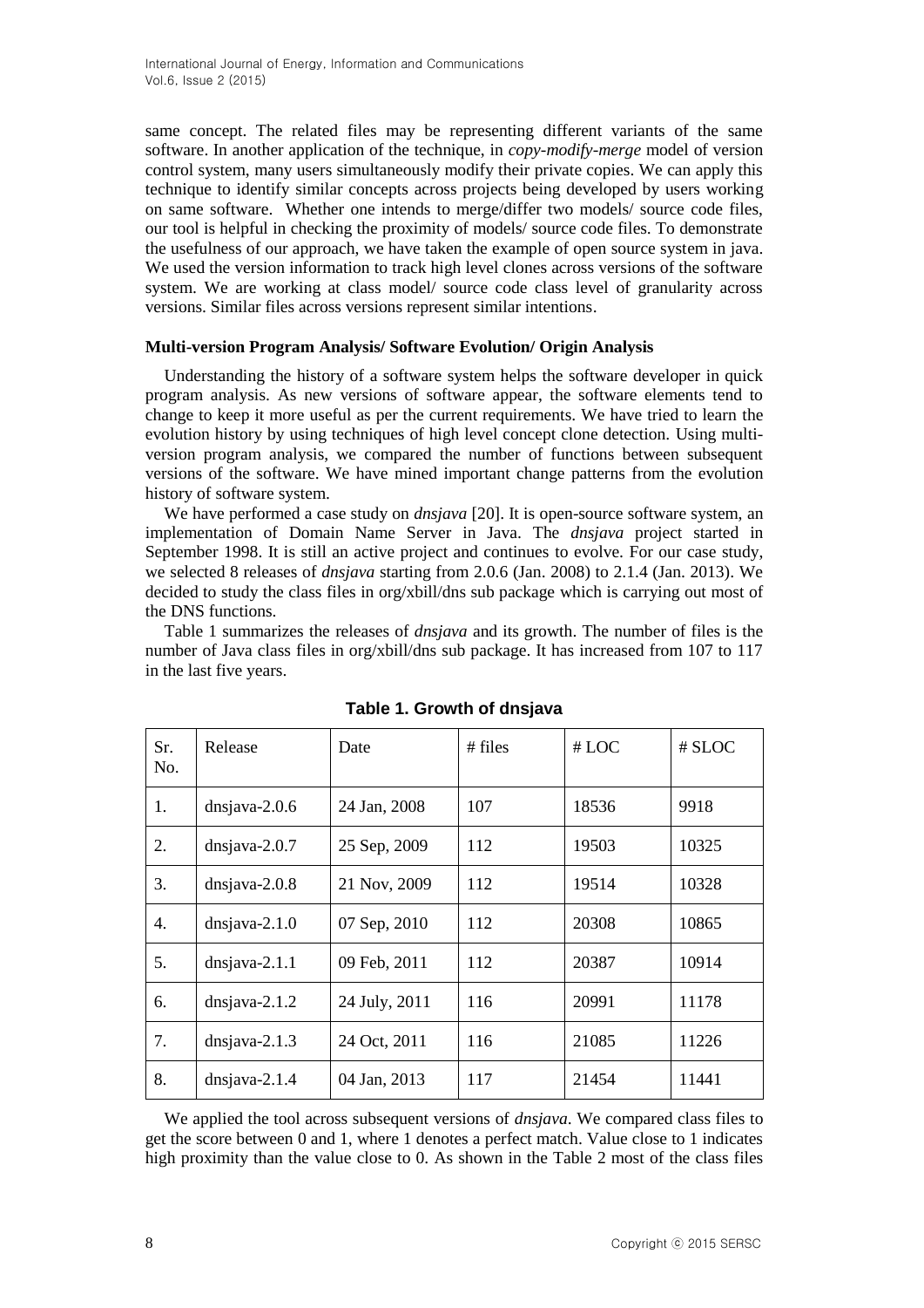same concept. The related files may be representing different variants of the same software. In another application of the technique, in *copy-modify-merge* model of version control system, many users simultaneously modify their private copies. We can apply this technique to identify similar concepts across projects being developed by users working on same software. Whether one intends to merge/differ two models/ source code files, our tool is helpful in checking the proximity of models/ source code files. To demonstrate the usefulness of our approach, we have taken the example of open source system in java. We used the version information to track high level clones across versions of the software system. We are working at class model/ source code class level of granularity across versions. Similar files across versions represent similar intentions.

**Multi-version Program Analysis/ Software Evolution/ Origin Analysis**

Understanding the history of a software system helps the software developer in quick program analysis. As new versions of software appear, the software elements tend to change to keep it more useful as per the current requirements. We have tried to learn the evolution history by using techniques of high level concept clone detection. Using multi-version program analysis, we compared the number of functions between subsequent versions of the software. We have mined important change patterns from the evolution history of software system.

We have performed a case study on *dnsjava* [20]. It is open-source software system, an implementation of Domain Name Server in Java. The *dnsjava* project started in September 1998. It is still an active project and continues to evolve. For our case study, we selected 8 releases of *dnsjava* starting from 2.0.6 (Jan. 2008) to 2.1.4 (Jan. 2013). We decided to study the class files in org/xbill/dns sub package which is carrying out most of the DNS functions.

Table 1 summarizes the releases of *dnsjava* and its growth. The number of files is the number of Java class files in org/xbill/dns sub package. It has increased from 107 to 117 in the last five years.

**Table 1. Growth of dnsjava**

| Sr. No. | Release | Date | # files | # LOC | # SLOC |
|---|---|---|---|---|---|
| 1. | dnsjava-2.0.6 | 24 Jan, 2008 | 107 | 18536 | 9918 |
| 2. | dnsjava-2.0.7 | 25 Sep, 2009 | 112 | 19503 | 10325 |
| 3. | dnsjava-2.0.8 | 21 Nov, 2009 | 112 | 19514 | 10328 |
| 4. | dnsjava-2.1.0 | 07 Sep, 2010 | 112 | 20308 | 10865 |
| 5. | dnsjava-2.1.1 | 09 Feb, 2011 | 112 | 20387 | 10914 |
| 6. | dnsjava-2.1.2 | 24 July, 2011 | 116 | 20991 | 11178 |
| 7. | dnsjava-2.1.3 | 24 Oct, 2011 | 116 | 21085 | 11226 |
| 8. | dnsjava-2.1.4 | 04 Jan, 2013 | 117 | 21454 | 11441 |

We applied the tool across subsequent versions of *dnsjava*. We compared class files to get the score between 0 and 1, where 1 denotes a perfect match. Value close to 1 indicates high proximity than the value close to 0. As shown in the Table 2 most of the class files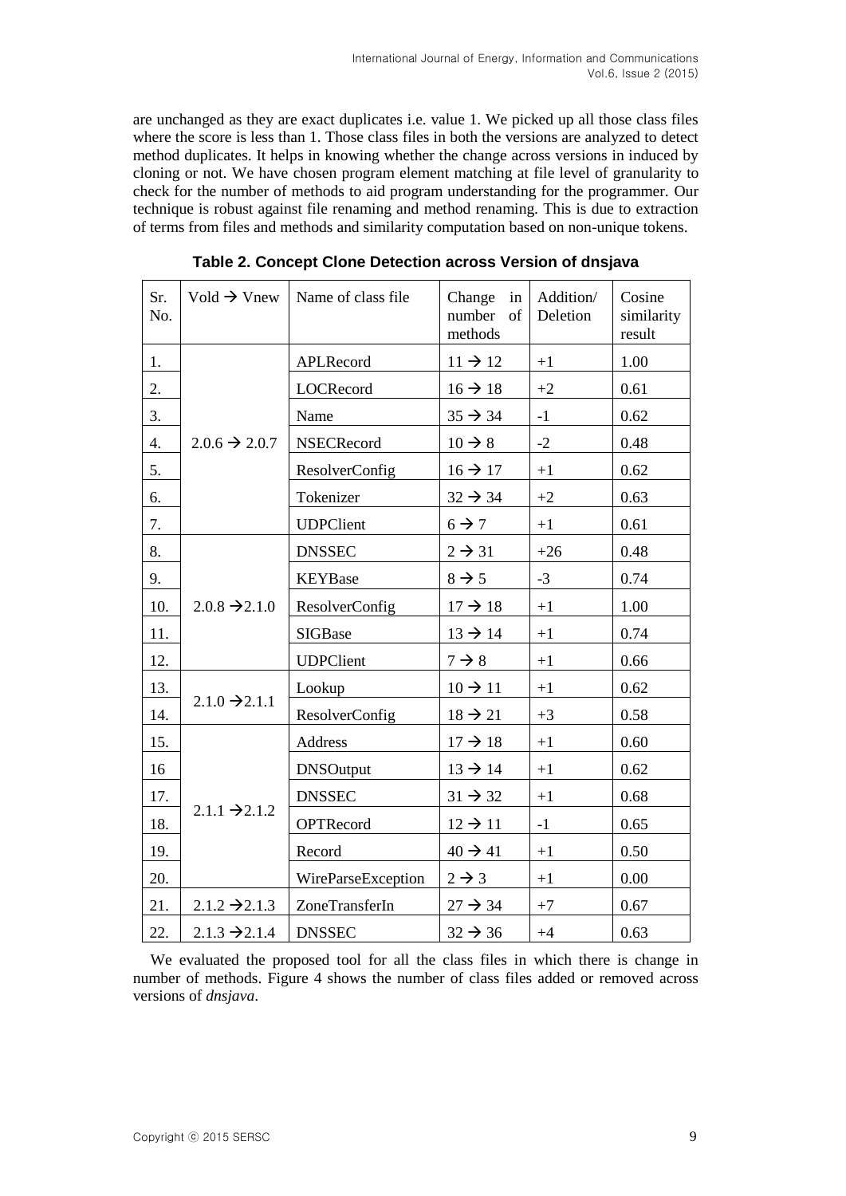are unchanged as they are exact duplicates i.e. value 1. We picked up all those class files where the score is less than 1. Those class files in both the versions are analyzed to detect method duplicates. It helps in knowing whether the change across versions in induced by cloning or not. We have chosen program element matching at file level of granularity to check for the number of methods to aid program understanding for the programmer. Our technique is robust against file renaming and method renaming. This is due to extraction of terms from files and methods and similarity computation based on non-unique tokens.

**Table 2. Concept Clone Detection across Version of dnsjava**

| Sr. No. | Vold → Vnew | Name of class file | Change in number of methods | Addition/ Deletion | Cosine similarity result |
|---|---|---|---|---|---|
| 1. | 2.0.6 → 2.0.7 | APLRecord | 11 → 12 | +1 | 1.00 |
| 2. | | LOCRecord | 16 → 18 | +2 | 0.61 |
| 3. | | Name | 35 → 34 | -1 | 0.62 |
| 4. | | NSECRecord | 10 → 8 | -2 | 0.48 |
| 5. | | ResolverConfig | 16 → 17 | +1 | 0.62 |
| 6. | | Tokenizer | 32 → 34 | +2 | 0.63 |
| 7. | | UDPClient | 6 → 7 | +1 | 0.61 |
| 8. | 2.0.8 → 2.1.0 | DNSSEC | 2 → 31 | +26 | 0.48 |
| 9. | | KEYBase | 8 → 5 | -3 | 0.74 |
| 10. | | ResolverConfig | 17 → 18 | +1 | 1.00 |
| 11. | | SIGBase | 13 → 14 | +1 | 0.74 |
| 12. | | UDPClient | 7 → 8 | +1 | 0.66 |
| 13. | 2.1.0 → 2.1.1 | Lookup | 10 → 11 | +1 | 0.62 |
| 14. | | ResolverConfig | 18 → 21 | +3 | 0.58 |
| 15. | 2.1.1 → 2.1.2 | Address | 17 → 18 | +1 | 0.60 |
| 16 | | DNSOutput | 13 → 14 | +1 | 0.62 |
| 17. | | DNSSEC | 31 → 32 | +1 | 0.68 |
| 18. | | OPTRecord | 12 → 11 | -1 | 0.65 |
| 19. | | Record | 40 → 41 | +1 | 0.50 |
| 20. | | WireParseException | 2 → 3 | +1 | 0.00 |
| 21. | 2.1.2 → 2.1.3 | ZoneTransferIn | 27 → 34 | +7 | 0.67 |
| 22. | 2.1.3 → 2.1.4 | DNSSEC | 32 → 36 | +4 | 0.63 |

We evaluated the proposed tool for all the class files in which there is change in number of methods. Figure 4 shows the number of class files added or removed across versions of *dnsjava*.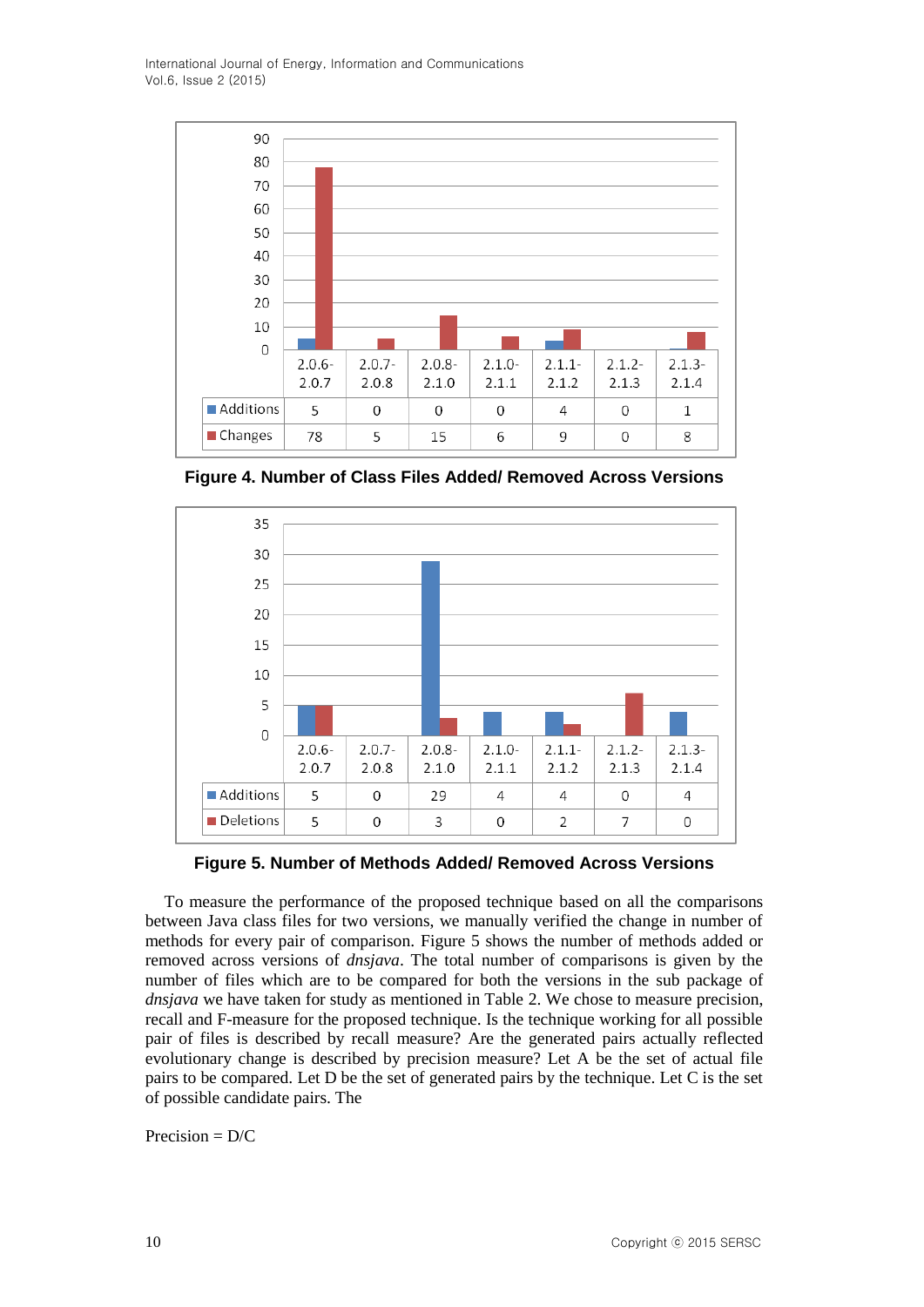| | 2.0.6-2.0.7 | 2.0.7-2.0.8 | 2.0.8-2.1.0 | 2.1.0-2.1.1 | 2.1.1-2.1.2 | 2.1.2-2.1.3 | 2.1.3-2.1.4 |
|---|---|---|---|---|---|---|---|
| Additions | 5 | 0 | 0 | 0 | 4 | 0 | 1 |
| Changes | 78 | 5 | 15 | 6 | 9 | 0 | 8 |

**Figure 4. Number of Class Files Added/ Removed Across Versions**

| | 2.0.6-2.0.7 | 2.0.7-2.0.8 | 2.0.8-2.1.0 | 2.1.0-2.1.1 | 2.1.1-2.1.2 | 2.1.2-2.1.3 | 2.1.3-2.1.4 |
|---|---|---|---|---|---|---|---|
| Additions | 5 | 0 | 29 | 4 | 4 | 0 | 4 |
| Deletions | 5 | 0 | 3 | 0 | 2 | 7 | 0 |

**Figure 5. Number of Methods Added/ Removed Across Versions**

To measure the performance of the proposed technique based on all the comparisons between Java class files for two versions, we manually verified the change in number of methods for every pair of comparison. Figure 5 shows the number of methods added or removed across versions of *dnsjava*. The total number of comparisons is given by the number of files which are to be compared for both the versions in the sub package of *dnsjava* we have taken for study as mentioned in Table 2. We chose to measure precision, recall and F-measure for the proposed technique. Is the technique working for all possible pair of files is described by recall measure? Are the generated pairs actually reflected evolutionary change is described by precision measure? Let A be the set of actual file pairs to be compared. Let D be the set of generated pairs by the technique. Let C is the set of possible candidate pairs. The

Precision = D/C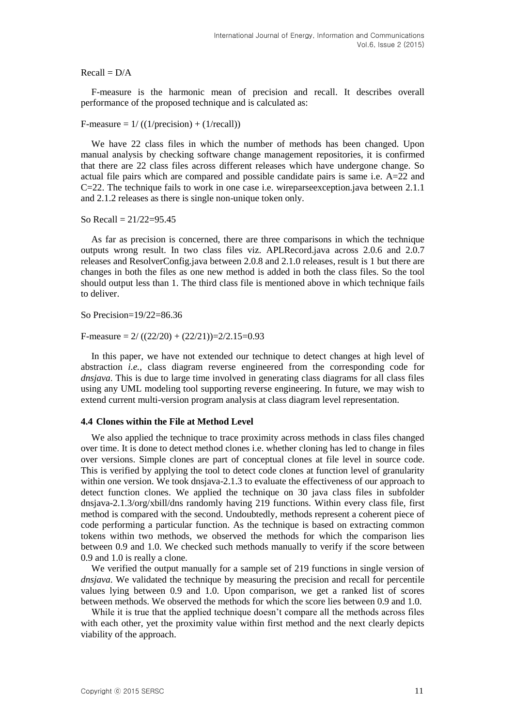Recall = D/A

F-measure is the harmonic mean of precision and recall. It describes overall performance of the proposed technique and is calculated as:

F-measure = 1/ ((1/precision) + (1/recall))

We have 22 class files in which the number of methods has been changed. Upon manual analysis by checking software change management repositories, it is confirmed that there are 22 class files across different releases which have undergone change. So actual file pairs which are compared and possible candidate pairs is same i.e. A=22 and C=22. The technique fails to work in one case i.e. wireparseexception.java between 2.1.1 and 2.1.2 releases as there is single non-unique token only.

So Recall = 21/22=95.45

As far as precision is concerned, there are three comparisons in which the technique outputs wrong result. In two class files viz. APLRecord.java across 2.0.6 and 2.0.7 releases and ResolverConfig.java between 2.0.8 and 2.1.0 releases, result is 1 but there are changes in both the files as one new method is added in both the class files. So the tool should output less than 1. The third class file is mentioned above in which technique fails to deliver.

So Precision=19/22=86.36

F-measure = 2/ ((22/20) + (22/21))=2/2.15=0.93

In this paper, we have not extended our technique to detect changes at high level of abstraction *i.e.*, class diagram reverse engineered from the corresponding code for *dnsjava*. This is due to large time involved in generating class diagrams for all class files using any UML modeling tool supporting reverse engineering. In future, we may wish to extend current multi-version program analysis at class diagram level representation.

### 4.4 Clones within the File at Method Level

We also applied the technique to trace proximity across methods in class files changed over time. It is done to detect method clones i.e. whether cloning has led to change in files over versions. Simple clones are part of conceptual clones at file level in source code. This is verified by applying the tool to detect code clones at function level of granularity within one version. We took dnsjava-2.1.3 to evaluate the effectiveness of our approach to detect function clones. We applied the technique on 30 java class files in subfolder dnsjava-2.1.3/org/xbill/dns randomly having 219 functions. Within every class file, first method is compared with the second. Undoubtedly, methods represent a coherent piece of code performing a particular function. As the technique is based on extracting common tokens within two methods, we observed the methods for which the comparison lies between 0.9 and 1.0. We checked such methods manually to verify if the score between 0.9 and 1.0 is really a clone.

We verified the output manually for a sample set of 219 functions in single version of *dnsjava*. We validated the technique by measuring the precision and recall for percentile values lying between 0.9 and 1.0. Upon comparison, we get a ranked list of scores between methods. We observed the methods for which the score lies between 0.9 and 1.0.

While it is true that the applied technique doesn't compare all the methods across files with each other, yet the proximity value within first method and the next clearly depicts viability of the approach.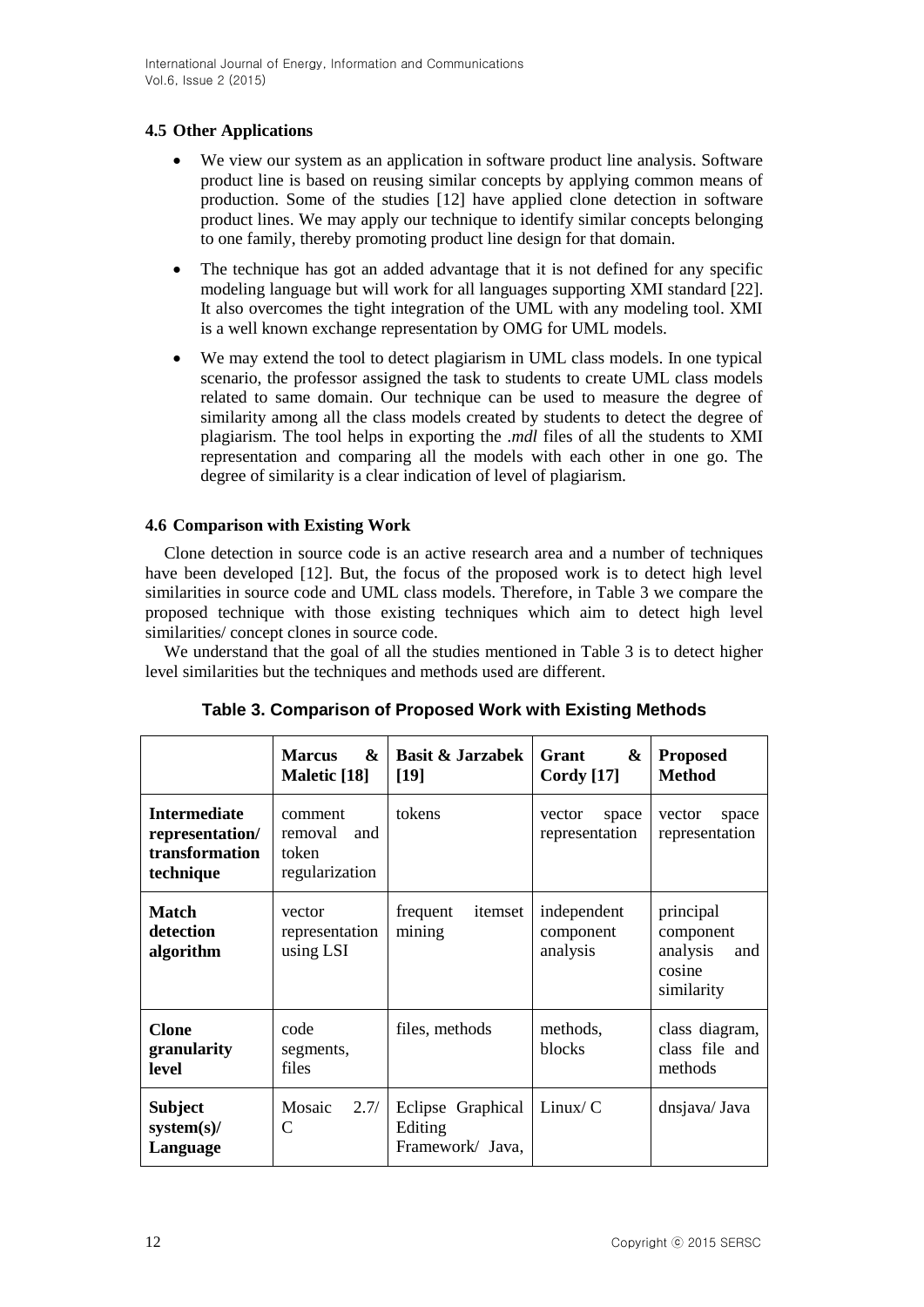### 4.5 Other Applications

- We view our system as an application in software product line analysis. Software product line is based on reusing similar concepts by applying common means of production. Some of the studies [12] have applied clone detection in software product lines. We may apply our technique to identify similar concepts belonging to one family, thereby promoting product line design for that domain.
- The technique has got an added advantage that it is not defined for any specific modeling language but will work for all languages supporting XMI standard [22]. It also overcomes the tight integration of the UML with any modeling tool. XMI is a well known exchange representation by OMG for UML models.
- We may extend the tool to detect plagiarism in UML class models. In one typical scenario, the professor assigned the task to students to create UML class models related to same domain. Our technique can be used to measure the degree of similarity among all the class models created by students to detect the degree of plagiarism. The tool helps in exporting the *.mdl* files of all the students to XMI representation and comparing all the models with each other in one go. The degree of similarity is a clear indication of level of plagiarism.

### 4.6 Comparison with Existing Work

Clone detection in source code is an active research area and a number of techniques have been developed [12]. But, the focus of the proposed work is to detect high level similarities in source code and UML class models. Therefore, in Table 3 we compare the proposed technique with those existing techniques which aim to detect high level similarities/ concept clones in source code.

We understand that the goal of all the studies mentioned in Table 3 is to detect higher level similarities but the techniques and methods used are different.

**Table 3. Comparison of Proposed Work with Existing Methods**

| | **Marcus & Maletic [18]** | **Basit & Jarzabek [19]** | **Grant & Cordy [17]** | **Proposed Method** |
|---|---|---|---|---|
| **Intermediate representation/ transformation technique** | comment removal and token regularization | tokens | vector space representation | vector space representation |
| **Match detection algorithm** | vector representation using LSI | frequent itemset mining | independent component analysis | principal component analysis and cosine similarity |
| **Clone granularity level** | code segments, files | files, methods | methods, blocks | class diagram, class file and methods |
| **Subject system(s)/ Language** | Mosaic 2.7/ C | Eclipse Graphical Editing Framework/ Java, | Linux/ C | dnsjava/ Java |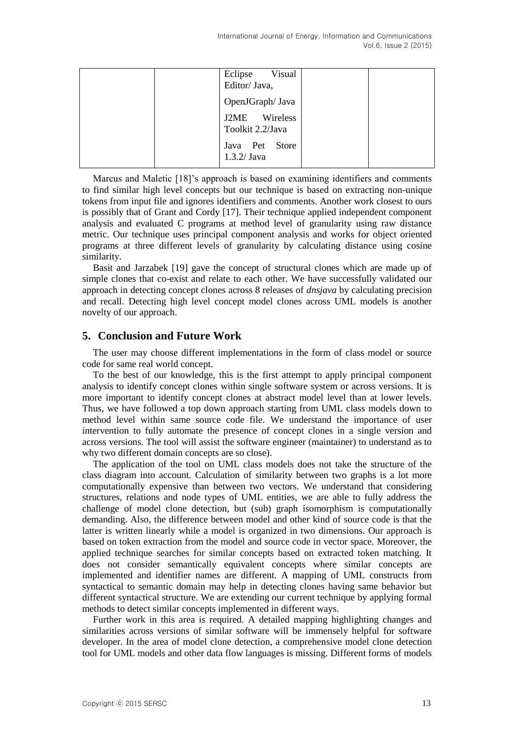| | | Eclipse Visual Editor/ Java,<br>OpenJGraph/ Java<br>J2ME Wireless Toolkit 2.2/Java<br>Java Pet Store 1.3.2/ Java | | |
|---|---|---|---|---|

Marcus and Maletic [18]'s approach is based on examining identifiers and comments to find similar high level concepts but our technique is based on extracting non-unique tokens from input file and ignores identifiers and comments. Another work closest to ours is possibly that of Grant and Cordy [17]. Their technique applied independent component analysis and evaluated C programs at method level of granularity using raw distance metric. Our technique uses principal component analysis and works for object oriented programs at three different levels of granularity by calculating distance using cosine similarity.

Basit and Jarzabek [19] gave the concept of structural clones which are made up of simple clones that co-exist and relate to each other. We have successfully validated our approach in detecting concept clones across 8 releases of *dnsjava* by calculating precision and recall. Detecting high level concept model clones across UML models is another novelty of our approach.

## 5. Conclusion and Future Work

The user may choose different implementations in the form of class model or source code for same real world concept.

To the best of our knowledge, this is the first attempt to apply principal component analysis to identify concept clones within single software system or across versions. It is more important to identify concept clones at abstract model level than at lower levels. Thus, we have followed a top down approach starting from UML class models down to method level within same source code file. We understand the importance of user intervention to fully automate the presence of concept clones in a single version and across versions. The tool will assist the software engineer (maintainer) to understand as to why two different domain concepts are so close).

The application of the tool on UML class models does not take the structure of the class diagram into account. Calculation of similarity between two graphs is a lot more computationally expensive than between two vectors. We understand that considering structures, relations and node types of UML entities, we are able to fully address the challenge of model clone detection, but (sub) graph isomorphism is computationally demanding. Also, the difference between model and other kind of source code is that the latter is written linearly while a model is organized in two dimensions. Our approach is based on token extraction from the model and source code in vector space. Moreover, the applied technique searches for similar concepts based on extracted token matching. It does not consider semantically equivalent concepts where similar concepts are implemented and identifier names are different. A mapping of UML constructs from syntactical to semantic domain may help in detecting clones having same behavior but different syntactical structure. We are extending our current technique by applying formal methods to detect similar concepts implemented in different ways.

Further work in this area is required. A detailed mapping highlighting changes and similarities across versions of similar software will be immensely helpful for software developer. In the area of model clone detection, a comprehensive model clone detection tool for UML models and other data flow languages is missing. Different forms of models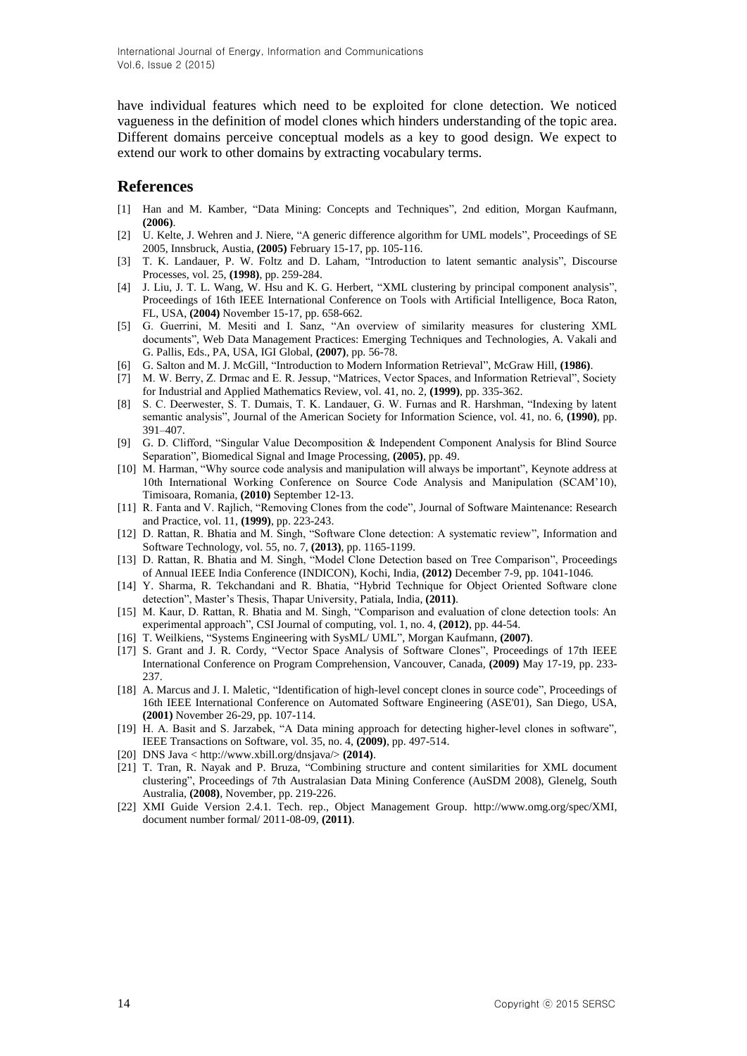have individual features which need to be exploited for clone detection. We noticed vagueness in the definition of model clones which hinders understanding of the topic area. Different domains perceive conceptual models as a key to good design. We expect to extend our work to other domains by extracting vocabulary terms.

## References

[1] Han and M. Kamber, "Data Mining: Concepts and Techniques", 2nd edition, Morgan Kaufmann, **(2006)**.

[2] U. Kelte, J. Wehren and J. Niere, "A generic difference algorithm for UML models", Proceedings of SE 2005, Innsbruck, Austia, **(2005)** February 15-17, pp. 105-116.

[3] T. K. Landauer, P. W. Foltz and D. Laham, "Introduction to latent semantic analysis", Discourse Processes, vol. 25, **(1998)**, pp. 259-284.

[4] J. Liu, J. T. L. Wang, W. Hsu and K. G. Herbert, "XML clustering by principal component analysis", Proceedings of 16th IEEE International Conference on Tools with Artificial Intelligence, Boca Raton, FL, USA, **(2004)** November 15-17, pp. 658-662.

[5] G. Guerrini, M. Mesiti and I. Sanz, "An overview of similarity measures for clustering XML documents", Web Data Management Practices: Emerging Techniques and Technologies, A. Vakali and G. Pallis, Eds., PA, USA, IGI Global, **(2007)**, pp. 56-78.

[6] G. Salton and M. J. McGill, "Introduction to Modern Information Retrieval", McGraw Hill, **(1986)**.

[7] M. W. Berry, Z. Drmac and E. R. Jessup, "Matrices, Vector Spaces, and Information Retrieval", Society for Industrial and Applied Mathematics Review, vol. 41, no. 2, **(1999)**, pp. 335-362.

[8] S. C. Deerwester, S. T. Dumais, T. K. Landauer, G. W. Furnas and R. Harshman, "Indexing by latent semantic analysis", Journal of the American Society for Information Science, vol. 41, no. 6, **(1990)**, pp. 391–407.

[9] G. D. Clifford, "Singular Value Decomposition & Independent Component Analysis for Blind Source Separation", Biomedical Signal and Image Processing, **(2005)**, pp. 49.

[10] M. Harman, "Why source code analysis and manipulation will always be important", Keynote address at 10th International Working Conference on Source Code Analysis and Manipulation (SCAM'10), Timisoara, Romania, **(2010)** September 12-13.

[11] R. Fanta and V. Rajlich, "Removing Clones from the code", Journal of Software Maintenance: Research and Practice, vol. 11, **(1999)**, pp. 223-243.

[12] D. Rattan, R. Bhatia and M. Singh, "Software Clone detection: A systematic review", Information and Software Technology, vol. 55, no. 7, **(2013)**, pp. 1165-1199.

[13] D. Rattan, R. Bhatia and M. Singh, "Model Clone Detection based on Tree Comparison", Proceedings of Annual IEEE India Conference (INDICON), Kochi, India, **(2012)** December 7-9, pp. 1041-1046.

[14] Y. Sharma, R. Tekchandani and R. Bhatia, "Hybrid Technique for Object Oriented Software clone detection", Master's Thesis, Thapar University, Patiala, India, **(2011)**.

[15] M. Kaur, D. Rattan, R. Bhatia and M. Singh, "Comparison and evaluation of clone detection tools: An experimental approach", CSI Journal of computing, vol. 1, no. 4, **(2012)**, pp. 44-54.

[16] T. Weilkiens, "Systems Engineering with SysML/ UML", Morgan Kaufmann, **(2007)**.

[17] S. Grant and J. R. Cordy, "Vector Space Analysis of Software Clones", Proceedings of 17th IEEE International Conference on Program Comprehension, Vancouver, Canada, **(2009)** May 17-19, pp. 233-237.

[18] A. Marcus and J. I. Maletic, "Identification of high-level concept clones in source code", Proceedings of 16th IEEE International Conference on Automated Software Engineering (ASE'01), San Diego, USA, **(2001)** November 26-29, pp. 107-114.

[19] H. A. Basit and S. Jarzabek, "A Data mining approach for detecting higher-level clones in software", IEEE Transactions on Software, vol. 35, no. 4, **(2009)**, pp. 497-514.

[20] DNS Java < http://www.xbill.org/dnsjava/> **(2014)**.

[21] T. Tran, R. Nayak and P. Bruza, "Combining structure and content similarities for XML document clustering", Proceedings of 7th Australasian Data Mining Conference (AuSDM 2008), Glenelg, South Australia, **(2008)**, November, pp. 219-226.

[22] XMI Guide Version 2.4.1. Tech. rep., Object Management Group. http://www.omg.org/spec/XMI, document number formal/ 2011-08-09, **(2011)**.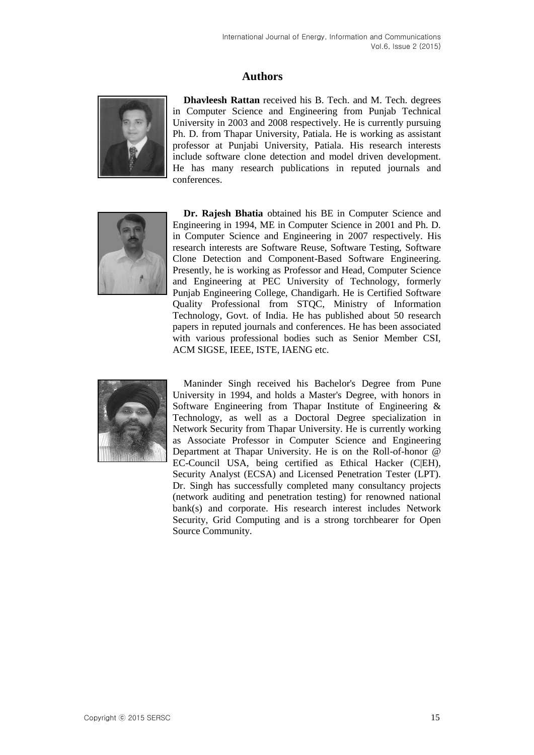## Authors

**Dhavleesh Rattan** received his B. Tech. and M. Tech. degrees in Computer Science and Engineering from Punjab Technical University in 2003 and 2008 respectively. He is currently pursuing Ph. D. from Thapar University, Patiala. He is working as assistant professor at Punjabi University, Patiala. His research interests include software clone detection and model driven development. He has many research publications in reputed journals and conferences.

**Dr. Rajesh Bhatia** obtained his BE in Computer Science and Engineering in 1994, ME in Computer Science in 2001 and Ph. D. in Computer Science and Engineering in 2007 respectively. His research interests are Software Reuse, Software Testing, Software Clone Detection and Component-Based Software Engineering. Presently, he is working as Professor and Head, Computer Science and Engineering at PEC University of Technology, formerly Punjab Engineering College, Chandigarh. He is Certified Software Quality Professional from STQC, Ministry of Information Technology, Govt. of India. He has published about 50 research papers in reputed journals and conferences. He has been associated with various professional bodies such as Senior Member CSI, ACM SIGSE, IEEE, ISTE, IAENG etc.

Maninder Singh received his Bachelor's Degree from Pune University in 1994, and holds a Master's Degree, with honors in Software Engineering from Thapar Institute of Engineering & Technology, as well as a Doctoral Degree specialization in Network Security from Thapar University. He is currently working as Associate Professor in Computer Science and Engineering Department at Thapar University. He is on the Roll-of-honor @ EC-Council USA, being certified as Ethical Hacker (C|EH), Security Analyst (ECSA) and Licensed Penetration Tester (LPT). Dr. Singh has successfully completed many consultancy projects (network auditing and penetration testing) for renowned national bank(s) and corporate. His research interest includes Network Security, Grid Computing and is a strong torchbearer for Open Source Community.